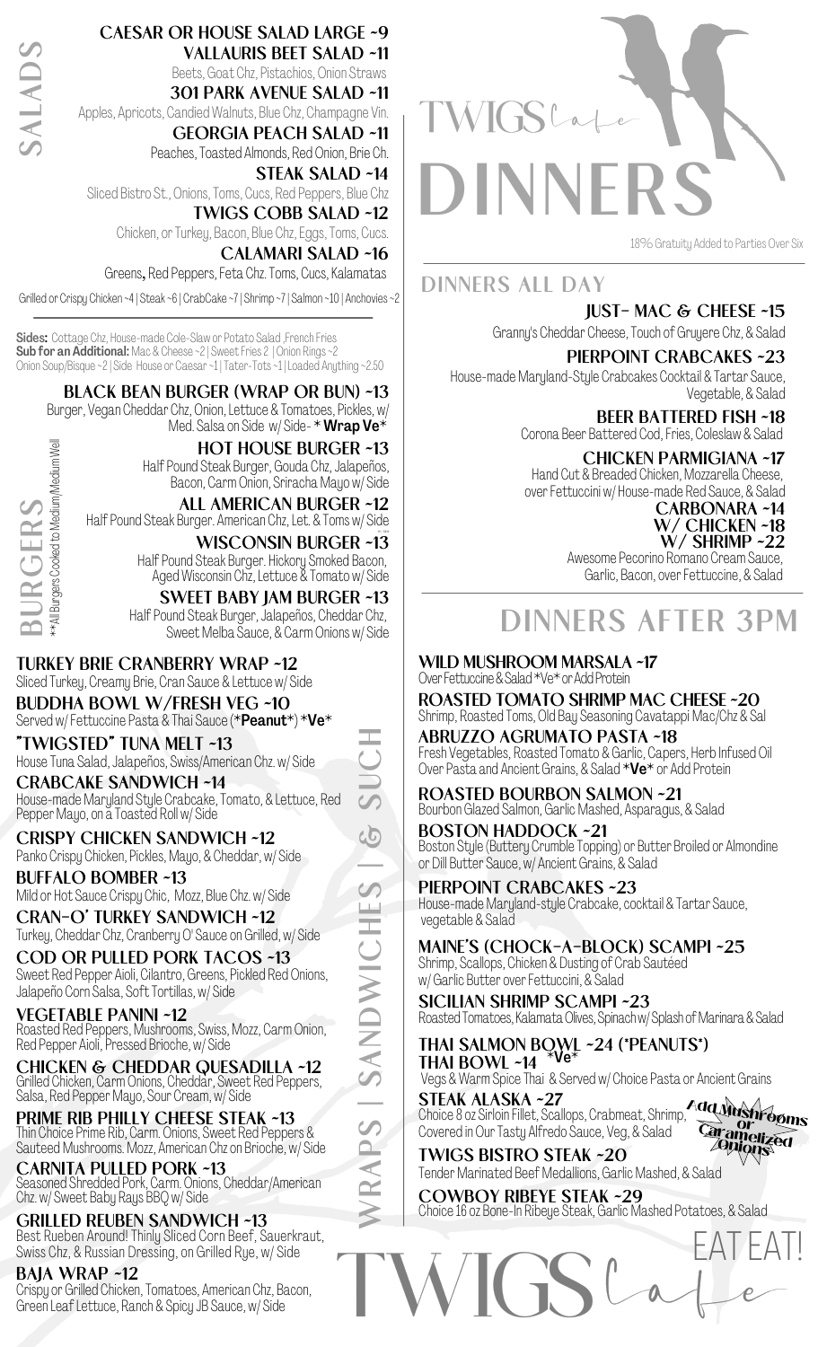# TWIGS Cafe DINNERS

18% Gratuity Added to Parties Over Six

## SALADS

**CAESAR OR HOUSE SALAD LARGE ~9**

**VALLAURIS BEET SALAD ~11**
Beets, Goat Chz, Pistachios, Onion Straws

**301 PARK AVENUE SALAD ~11**
Apples, Apricots, Candied Walnuts, Blue Chz, Champagne Vin.

**GEORGIA PEACH SALAD ~11**
Peaches, Toasted Almonds, Red Onion, Brie Ch.

**STEAK SALAD ~14**
Sliced Bistro St., Onions, Toms, Cucs, Red Peppers, Blue Chz

**TWIGS COBB SALAD ~12**
Chicken, or Turkey, Bacon, Blue Chz, Eggs, Toms, Cucs.

**CALAMARI SALAD ~16**
Greens, Red Peppers, Feta Chz. Toms, Cucs, Kalamatas

Grilled or Crispy Chicken ~4 | Steak ~6 | CrabCake ~7 | Shrimp ~7 | Salmon ~10 | Anchovies ~2

**Sides:** Cottage Chz, House-made Cole-Slaw or Potato Salad, French Fries
**Sub for an Additional:** Mac & Cheese ~2 | Sweet Fries 2 | Onion Rings ~2
Onion Soup/Bisque ~2 | Side House or Caesar ~1 | Tater-Tots ~1 | Loaded Anything ~2.50

## BURGERS

**All Burgers Cooked to Medium/Medium Well

**BLACK BEAN BURGER (WRAP OR BUN) ~13**
Burger, Vegan Cheddar Chz, Onion, Lettuce & Tomatoes, Pickles, w/ Med. Salsa on Side w/ Side- * **Wrap Ve***

**HOT HOUSE BURGER ~13**
Half Pound Steak Burger, Gouda Chz, Jalapeños, Bacon, Carm Onion, Sriracha Mayo w/ Side

**ALL AMERICAN BURGER ~12**
Half Pound Steak Burger. American Chz, Let. & Toms w/ Side

**WISCONSIN BURGER ~13**
Half Pound Steak Burger. Hickory Smoked Bacon, Aged Wisconsin Chz, Lettuce & Tomato w/ Side

**SWEET BABY JAM BURGER ~13**
Half Pound Steak Burger, Jalapeños, Cheddar Chz, Sweet Melba Sauce, & Carm Onions w/ Side

## WRAPS | SANDWICHES | & SUCH

**TURKEY BRIE CRANBERRY WRAP ~12**
Sliced Turkey, Creamy Brie, Cran Sauce & Lettuce w/ Side

**BUDDHA BOWL W/FRESH VEG ~10**
Served w/ Fettuccine Pasta & Thai Sauce (***Peanut***) *Ve*

**"TWIGSTED" TUNA MELT ~13**
House Tuna Salad, Jalapeños, Swiss/American Chz. w/ Side

**CRABCAKE SANDWICH ~14**
House-made Maryland Style Crabcake, Tomato, & Lettuce, Red Pepper Mayo, on a Toasted Roll w/ Side

**CRISPY CHICKEN SANDWICH ~12**
Panko Crispy Chicken, Pickles, Mayo, & Cheddar, w/ Side

**BUFFALO BOMBER ~13**
Mild or Hot Sauce Crispy Chic, Mozz, Blue Chz. w/ Side

**CRAN-O' TURKEY SANDWICH ~12**
Turkey, Cheddar Chz, Cranberry O' Sauce on Grilled, w/ Side

**COD OR PULLED PORK TACOS ~13**
Sweet Red Pepper Aioli, Cilantro, Greens, Pickled Red Onions, Jalapeño Corn Salsa, Soft Tortillas, w/ Side

**VEGETABLE PANINI ~12**
Roasted Red Peppers, Mushrooms, Swiss, Mozz, Carm Onion, Red Pepper Aioli, Pressed Brioche, w/ Side

**CHICKEN & CHEDDAR QUESADILLA ~12**
Grilled Chicken, Carm Onions, Cheddar, Sweet Red Peppers, Salsa, Red Pepper Mayo, Sour Cream, w/ Side

**PRIME RIB PHILLY CHEESE STEAK ~13**
Thin Choice Prime Rib, Carm. Onions, Sweet Red Peppers & Sauteed Mushrooms. Mozz, American Chz on Brioche, w/ Side

**CARNITA PULLED PORK ~13**
Seasoned Shredded Pork, Carm. Onions, Cheddar/American Chz. w/ Sweet Baby Rays BBQ w/ Side

**GRILLED REUBEN SANDWICH ~13**
Best Rueben Around! Thinly Sliced Corn Beef, Sauerkraut, Swiss Chz, & Russian Dressing, on Grilled Rye, w/ Side

**BAJA WRAP ~12**
Crispy or Grilled Chicken, Tomatoes, American Chz, Bacon, Green Leaf Lettuce, Ranch & Spicy JB Sauce, w/ Side

## DINNERS ALL DAY

**JUST- MAC & CHEESE ~15**
Granny's Cheddar Cheese, Touch of Gruyere Chz, & Salad

**PIERPOINT CRABCAKES ~23**
House-made Maryland-Style Crabcakes Cocktail & Tartar Sauce, Vegetable, & Salad

**BEER BATTERED FISH ~18**
Corona Beer Battered Cod, Fries, Coleslaw & Salad

**CHICKEN PARMIGIANA ~17**
Hand Cut & Breaded Chicken, Mozzarella Cheese, over Fettuccini w/ House-made Red Sauce, & Salad

**CARBONARA ~14**
**W/ CHICKEN ~18**
**W/ SHRIMP ~22**
Awesome Pecorino Romano Cream Sauce, Garlic, Bacon, over Fettuccine, & Salad

## DINNERS AFTER 3PM

**WILD MUSHROOM MARSALA ~17**
Over Fettuccine & Salad *Ve* or Add Protein

**ROASTED TOMATO SHRIMP MAC CHEESE ~20**
Shrimp, Roasted Toms, Old Bay Seasoning Cavatappi Mac/Chz & Sal

**ABRUZZO AGRUMATO PASTA ~18**
Fresh Vegetables, Roasted Tomato & Garlic, Capers, Herb Infused Oil Over Pasta and Ancient Grains, & Salad ***Ve*** or Add Protein

**ROASTED BOURBON SALMON ~21**
Bourbon Glazed Salmon, Garlic Mashed, Asparagus, & Salad

**BOSTON HADDOCK ~21**
Boston Style (Buttery Crumble Topping) or Butter Broiled or Almondine or Dill Butter Sauce, w/ Ancient Grains, & Salad

**PIERPOINT CRABCAKES ~23**
House-made Maryland-style Crabcake, cocktail & Tartar Sauce, vegetable & Salad

**MAINE'S (CHOCK-A-BLOCK) SCAMPI ~25**
Shrimp, Scallops, Chicken & Dusting of Crab Sautéed w/ Garlic Butter over Fettuccini, & Salad

**SICILIAN SHRIMP SCAMPI ~23**
Roasted Tomatoes, Kalamata Olives, Spinach w/ Splash of Marinara & Salad

**THAI SALMON BOWL ~24 (*PEANUTS*)**
**THAI BOWL ~14 *Ve***
Vegs & Warm Spice Thai & Served w/ Choice Pasta or Ancient Grains

**STEAK ALASKA ~27**
Choice 8 oz Sirloin Fillet, Scallops, Crabmeat, Shrimp, Covered in Our Tasty Alfredo Sauce, Veg, & Salad

**Add Mushrooms or Caramelized Onions**

**TWIGS BISTRO STEAK ~20**
Tender Marinated Beef Medallions, Garlic Mashed, & Salad

**COWBOY RIBEYE STEAK ~29**
Choice 16 oz Bone-In Ribeye Steak, Garlic Mashed Potatoes, & Salad

EAT EAT!

TWIGS Cafe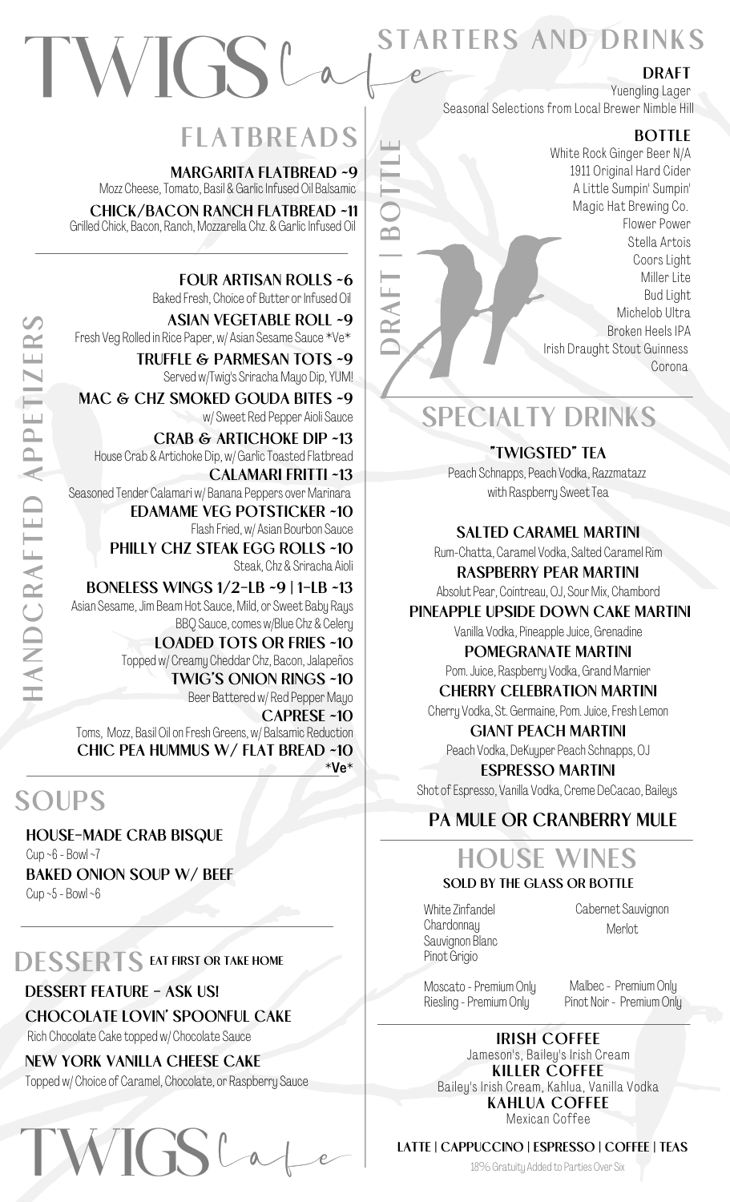# TWIGS Cafe

## FLATBREADS

**MARGARITA FLATBREAD ~9**
Mozz Cheese, Tomato, Basil & Garlic Infused Oil Balsamic

**CHICK/BACON RANCH FLATBREAD ~11**
Grilled Chick, Bacon, Ranch, Mozzarella Chz. & Garlic Infused Oil

## HANDCRAFTED APPETIZERS

**FOUR ARTISAN ROLLS ~6**
Baked Fresh, Choice of Butter or Infused Oil

**ASIAN VEGETABLE ROLL ~9**
Fresh Veg Rolled in Rice Paper, w/ Asian Sesame Sauce *Ve*

**TRUFFLE & PARMESAN TOTS ~9**
Served w/Twig's Sriracha Mayo Dip, YUM!

**MAC & CHZ SMOKED GOUDA BITES ~9**
w/ Sweet Red Pepper Aioli Sauce

**CRAB & ARTICHOKE DIP ~13**
House Crab & Artichoke Dip, w/ Garlic Toasted Flatbread

**CALAMARI FRITTI ~13**
Seasoned Tender Calamari w/ Banana Peppers over Marinara

**EDAMAME VEG POTSTICKER ~10**
Flash Fried, w/ Asian Bourbon Sauce

**PHILLY CHZ STEAK EGG ROLLS ~10**
Steak, Chz & Sriracha Aioli

**BONELESS WINGS 1/2-LB ~9 | 1-LB ~13**
Asian Sesame, Jim Beam Hot Sauce, Mild, or Sweet Baby Rays BBQ Sauce, comes w/Blue Chz & Celery

**LOADED TOTS OR FRIES ~10**
Topped w/ Creamy Cheddar Chz, Bacon, Jalapeños

**TWIG'S ONION RINGS ~10**
Beer Battered w/ Red Pepper Mayo

**CAPRESE ~10**
Toms, Mozz, Basil Oil on Fresh Greens, w/ Balsamic Reduction

**CHIC PEA HUMMUS W/ FLAT BREAD ~10**
*Ve*

## SOUPS

**HOUSE-MADE CRAB BISQUE**
Cup ~6 - Bowl ~7

**BAKED ONION SOUP W/ BEEF**
Cup ~5 - Bowl ~6

## DESSERTS EAT FIRST OR TAKE HOME

**DESSERT FEATURE - ASK US!**

**CHOCOLATE LOVIN' SPOONFUL CAKE**
Rich Chocolate Cake topped w/ Chocolate Sauce

**NEW YORK VANILLA CHEESE CAKE**
Topped w/ Choice of Caramel, Chocolate, or Raspberry Sauce

TWIGS Cafe

# STARTERS AND DRINKS

## DRAFT | BOTTLE

**DRAFT**
Yuengling Lager
Seasonal Selections from Local Brewer Nimble Hill

**BOTTLE**
White Rock Ginger Beer N/A
1911 Original Hard Cider
A Little Sumpin' Sumpin'
Magic Hat Brewing Co.
Flower Power
Stella Artois
Coors Light
Miller Lite
Bud Light
Michelob Ultra
Broken Heels IPA
Irish Draught Stout Guinness
Corona

## SPECIALTY DRINKS

**"TWIGSTED" TEA**
Peach Schnapps, Peach Vodka, Razzmatazz with Raspberry Sweet Tea

**SALTED CARAMEL MARTINI**
Rum-Chatta, Caramel Vodka, Salted Caramel Rim

**RASPBERRY PEAR MARTINI**
Absolut Pear, Cointreau, OJ, Sour Mix, Chambord

**PINEAPPLE UPSIDE DOWN CAKE MARTINI**
Vanilla Vodka, Pineapple Juice, Grenadine

**POMEGRANATE MARTINI**
Pom. Juice, Raspberry Vodka, Grand Marnier

**CHERRY CELEBRATION MARTINI**
Cherry Vodka, St. Germaine, Pom. Juice, Fresh Lemon

**GIANT PEACH MARTINI**
Peach Vodka, DeKuyper Peach Schnapps, OJ

**ESPRESSO MARTINI**
Shot of Espresso, Vanilla Vodka, Creme DeCacao, Baileys

**PA MULE OR CRANBERRY MULE**

## HOUSE WINES

**SOLD BY THE GLASS OR BOTTLE**

White Zinfandel
Chardonnay
Sauvignon Blanc
Pinot Grigio

Cabernet Sauvignon
Merlot

Moscato - Premium Only
Riesling - Premium Only

Malbec - Premium Only
Pinot Noir - Premium Only

**IRISH COFFEE**
Jameson's, Bailey's Irish Cream

**KILLER COFFEE**
Bailey's Irish Cream, Kahlua, Vanilla Vodka

**KAHLUA COFFEE**
Mexican Coffee

**LATTE | CAPPUCCINO | ESPRESSO | COFFEE | TEAS**

18% Gratuity Added to Parties Over Six